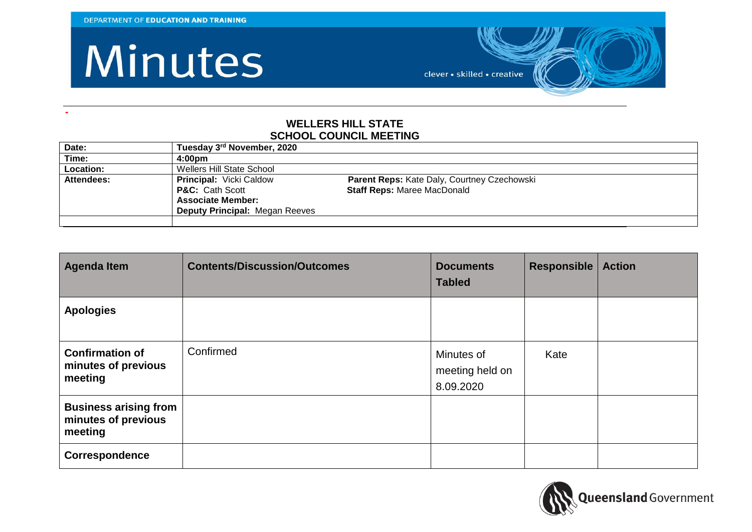# Minutes

## WELLERS HILL STATE SCHOOL COUNCIL MEETING

| Date: | Tuesday 3rd November, 2020 |
|---|---|
| Time: | 4:00pm |
| Location: | Wellers Hill State School |
| Attendees: | **Principal:** Vicki Caldow<br>**P&C:** Cath Scott<br>**Associate Member:**<br>**Deputy Principal:** Megan Reeves<br>**Parent Reps:** Kate Daly, Courtney Czechowski<br>**Staff Reps:** Maree MacDonald |
| | |

| Agenda Item | Contents/Discussion/Outcomes | Documents Tabled | Responsible | Action |
|---|---|---|---|---|
| **Apologies** | | | | |
| **Confirmation of minutes of previous meeting** | Confirmed | Minutes of meeting held on 8.09.2020 | Kate | |
| **Business arising from minutes of previous meeting** | | | | |
| **Correspondence** | | | | |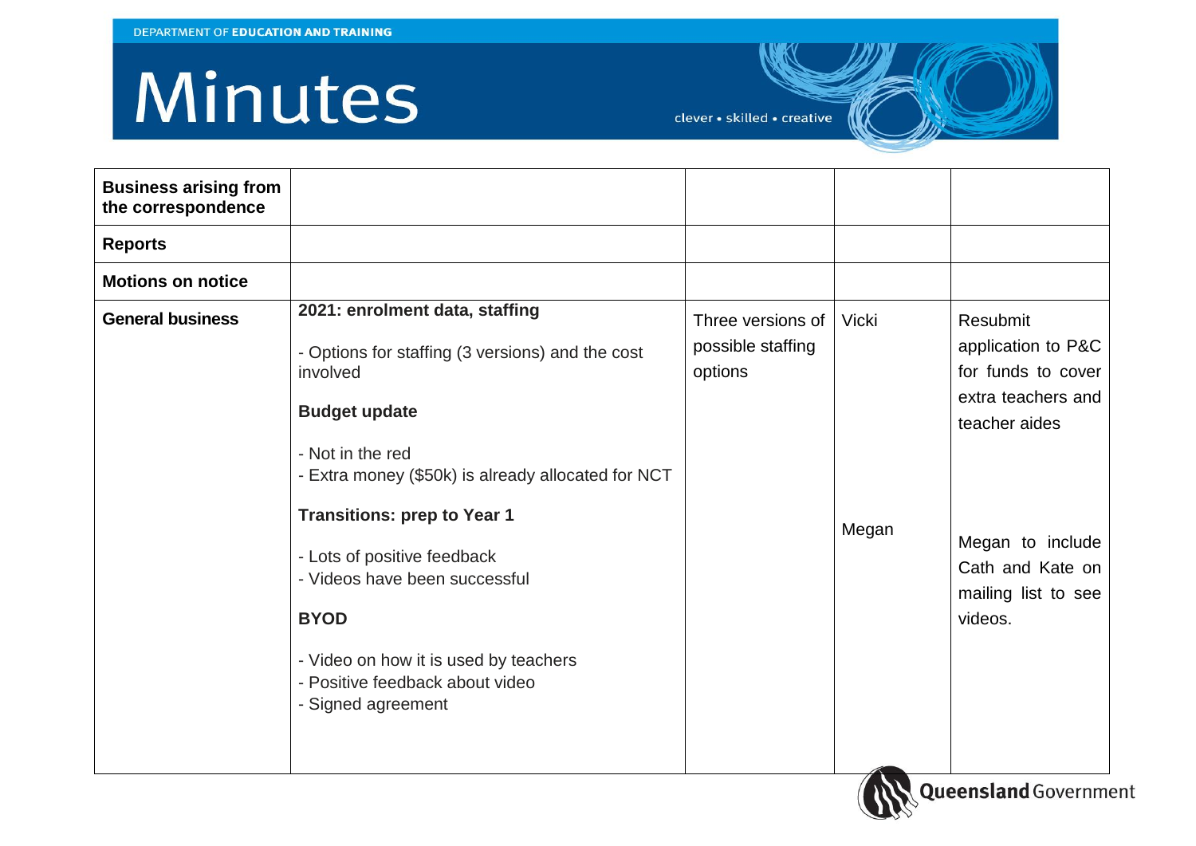# Minutes

| Business arising from the correspondence | | | | |
|---|---|---|---|---|
| **Reports** | | | | |
| **Motions on notice** | | | | |
| **General business** | **2021: enrolment data, staffing**<br><br>- Options for staffing (3 versions) and the cost involved<br><br>**Budget update**<br><br>- Not in the red<br>- Extra money ($50k) is already allocated for NCT<br><br>**Transitions: prep to Year 1**<br><br>- Lots of positive feedback<br>- Videos have been successful<br><br>**BYOD**<br><br>- Video on how it is used by teachers<br>- Positive feedback about video<br>- Signed agreement | Three versions of possible staffing options | Vicki<br><br>Megan | Resubmit application to P&C for funds to cover extra teachers and teacher aides<br><br>Megan to include Cath and Kate on mailing list to see videos. |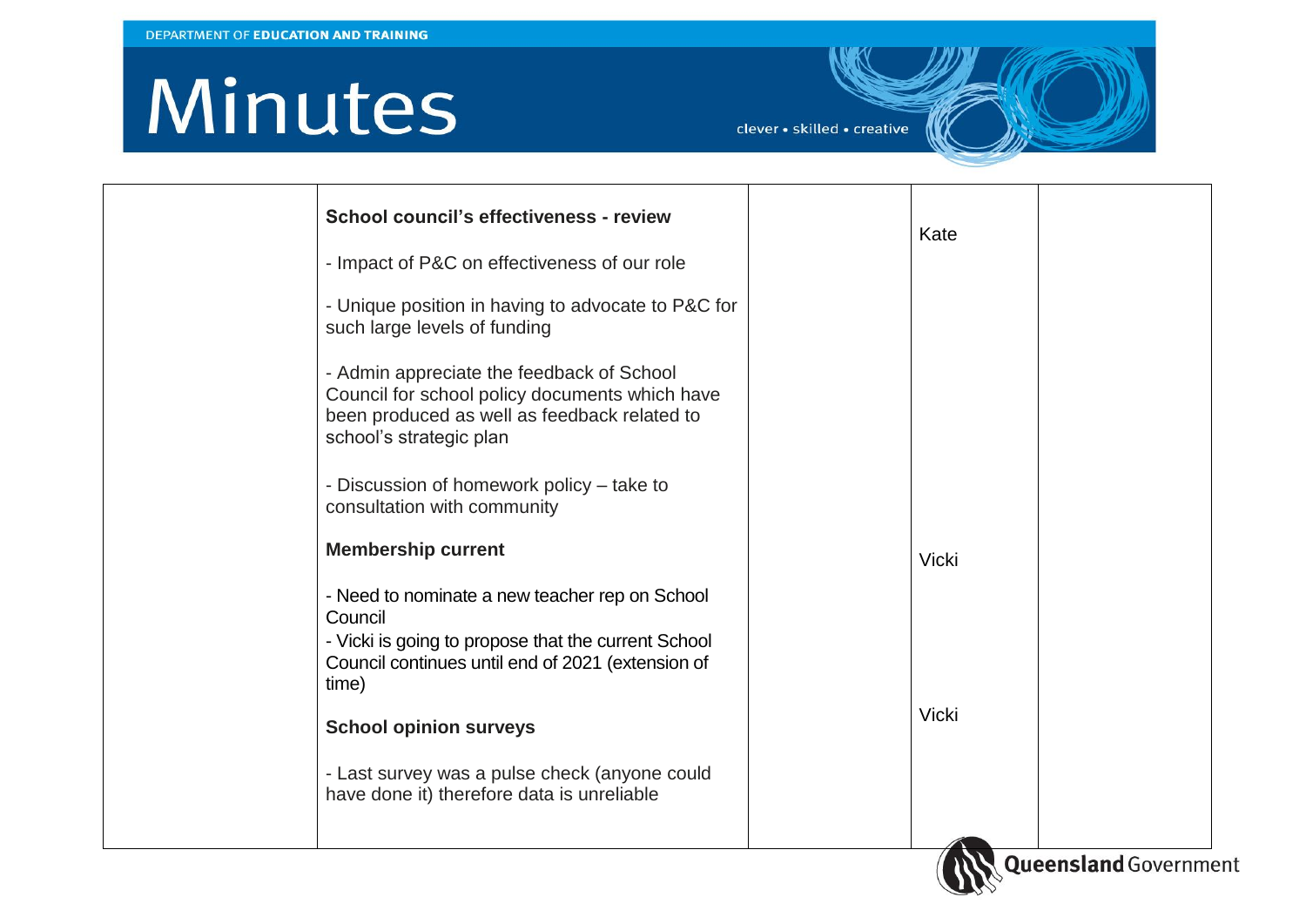| | | | | |
|---|---|---|---|---|
| | **School council's effectiveness - review**<br><br>- Impact of P&C on effectiveness of our role<br><br>- Unique position in having to advocate to P&C for such large levels of funding<br><br>- Admin appreciate the feedback of School Council for school policy documents which have been produced as well as feedback related to school's strategic plan<br><br>- Discussion of homework policy – take to consultation with community | | Kate | |
| | **Membership current**<br><br>- Need to nominate a new teacher rep on School Council<br>- Vicki is going to propose that the current School Council continues until end of 2021 (extension of time) | | Vicki | |
| | **School opinion surveys**<br><br>- Last survey was a pulse check (anyone could have done it) therefore data is unreliable | | Vicki | |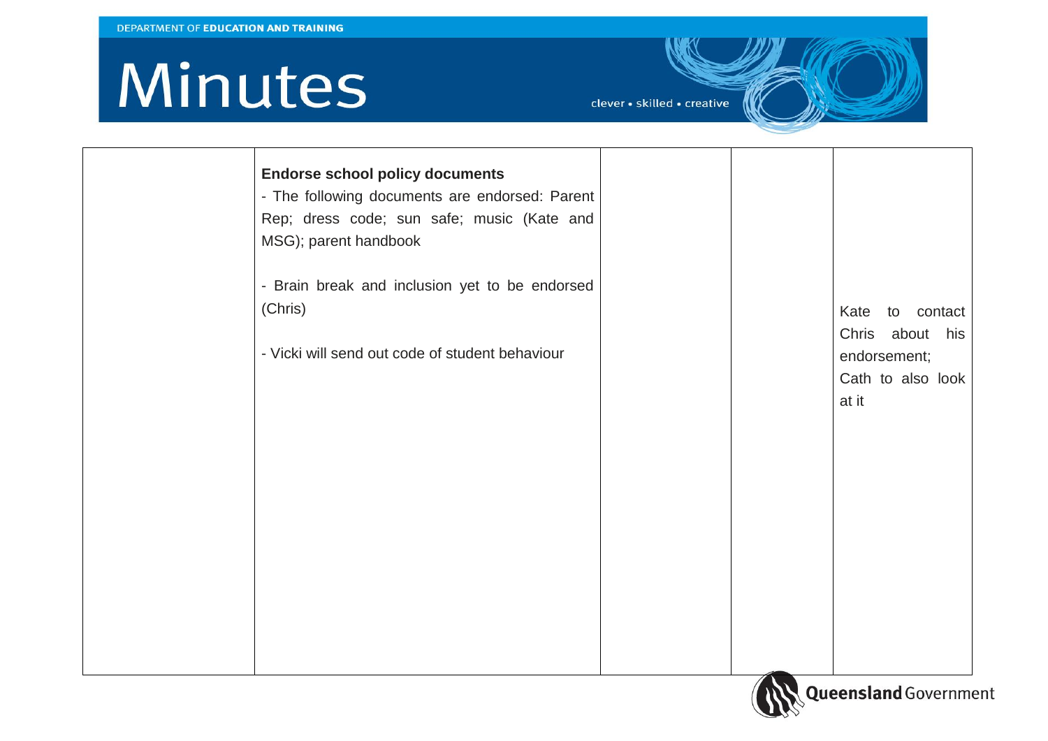| | | | | |
|---|---|---|---|---|
| | **Endorse school policy documents**<br>- The following documents are endorsed: Parent Rep; dress code; sun safe; music (Kate and MSG); parent handbook<br><br>- Brain break and inclusion yet to be endorsed (Chris)<br><br>- Vicki will send out code of student behaviour | | | Kate to contact Chris about his endorsement; Cath to also look at it |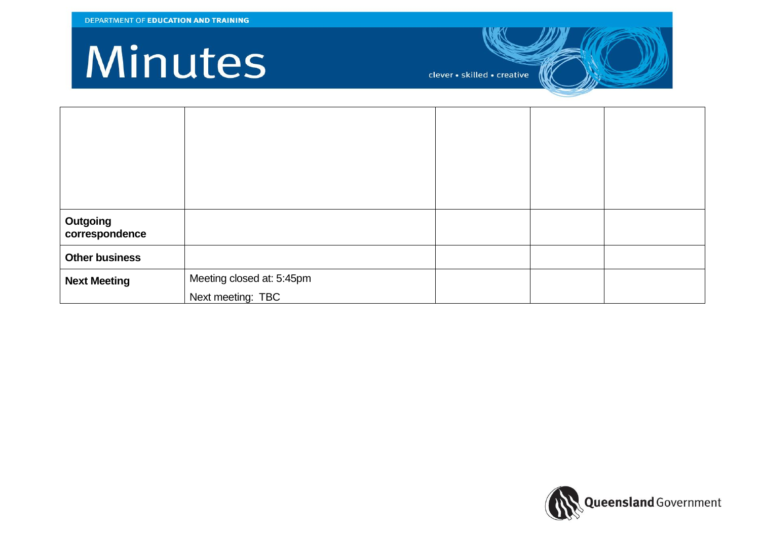# Minutes

| | | | | |
|---|---|---|---|---|
| | | | | |
| **Outgoing correspondence** | | | | |
| **Other business** | | | | |
| **Next Meeting** | Meeting closed at: 5:45pm<br>Next meeting: TBC | | | |